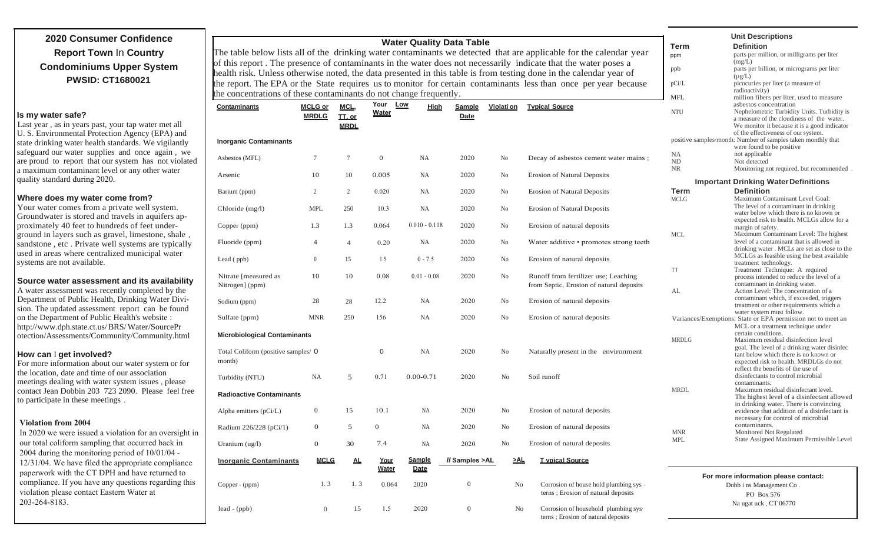## 2020 Consumer Confidence Report Town In Country Condominiums Upper System

**PWSID: CT1680021**

### Is my water safe?

Last year , as in years past, your tap water met all U. S. Environmental Protection Agency (EPA) and state drinking water health standards. We vigilantly safeguard our water supplies and once again , we are proud to report that our system has not violated a maximum contaminant level or any other water quality standard during 2020.

### Where does my water come from?

Your water comes from a private well system. Groundwater is stored and travels in aquifers approximately 40 feet to hundreds of feet underground in layers such as gravel, limestone, shale , sandstone , etc . Private well systems are typically used in areas where centralized municipal water systems are not available.

### Source water assessment and its availability

A water assessment was recently completed by the Department of Public Health, Drinking Water Division. The updated assessment report can be found on the Department of Public Health's website : http://www.dph.state.ct.us/BRS/ Water/SourceProtection/Assessments/Community/Community.html

### How can I get involved?

For more information about our water system or for the location, date and time of our association meetings dealing with water system issues , please contact Jean Dobbin 203 723 2090. Please feel free to participate in these meetings .

### Violation from 2004

In 2020 we were issued a violation for an oversight in our total coliform sampling that occurred back in 2004 during the monitoring period of 10/01/04 - 12/31/04. We have filed the appropriate compliance paperwork with the CT DPH and have returned to compliance. If you have any questions regarding this violation please contact Eastern Water at 203-264-8183.

## Water Quality Data Table

The table below lists all of the drinking water contaminants we detected that are applicable for the calendar year of this report . The presence of contaminants in the water does not necessarily indicate that the water poses a health risk. Unless otherwise noted, the data presented in this table is from testing done in the calendar year of the report. The EPA or the State requires us to monitor for certain contaminants less than once per year because the concentrations of these contaminants do not change frequently.

| Contaminants | MCLG or MRDLG | MCL, TT, or MRDL | Your Water | Low High | Sample Date | Violation | Typical Source |
|---|---|---|---|---|---|---|---|
| **Inorganic Contaminants** | | | | | | | |
| Asbestos (MFL) | 7 | 7 | 0 | NA | 2020 | No | Decay of asbestos cement water mains ; |
| Arsenic | 10 | 10 | 0.005 | NA | 2020 | No | Erosion of Natural Deposits |
| Barium (ppm) | 2 | 2 | 0.020 | NA | 2020 | No | Erosion of Natural Deposits |
| Chloride (mg/l) | MPL | 250 | 10.3 | NA | 2020 | No | Erosion of Natural Deposits |
| Copper (ppm) | 1.3 | 1.3 | 0.064 | 0.010 - 0.118 | 2020 | No | Erosion of natural deposits |
| Fluoride (ppm) | 4 | 4 | 0.20 | NA | 2020 | No | Water additive • promotes strong teeth |
| Lead ( ppb) | 0 | 15 | 1.5 | 0 - 7.5 | 2020 | No | Erosion of natural deposits |
| Nitrate [measured as Nitrogen] (ppm) | 10 | 10 | 0.08 | 0.01 - 0.08 | 2020 | No | Runoff from fertilizer use; Leaching from Septic, Erosion of natural deposits |
| Sodium (ppm) | 28 | 28 | 12.2 | NA | 2020 | No | Erosion of natural deposits |
| Sulfate (ppm) | MNR | 250 | 156 | NA | 2020 | No | Erosion of natural deposits |
| **Microbiological Contaminants** | | | | | | | |
| Total Coliform (positive samples/ month) | 0 | | 0 | NA | 2020 | No | Naturally present in the environment |
| Turbidity (NTU) | NA | 5 | 0.71 | 0.00-0.71 | 2020 | No | Soil runoff |
| **Radioactive Contaminants** | | | | | | | |
| Alpha emitters (pCi/L) | 0 | 15 | 10.1 | NA | 2020 | No | Erosion of natural deposits |
| Radium 226/228 (pCi/1) | 0 | 5 | 0 | NA | 2020 | No | Erosion of natural deposits |
| Uranium (ug/l) | 0 | 30 | 7.4 | NA | 2020 | No | Erosion of natural deposits |

| Inorganic Contaminants | MCLG | AL | Your Water | Sample Date | # Samples >AL | >AL | Typical Source |
|---|---|---|---|---|---|---|---|
| Copper - (ppm) | 1. 3 | 1. 3 | 0.064 | 2020 | 0 | No | Corrosion of house hold plumbing sys - tems ; Erosion of natural deposits |
| lead - (ppb) | 0 | 15 | 1.5 | 2020 | 0 | No | Corrosion of household plumbing systems ; Erosion of natural deposits |

### Unit Descriptions

| Term | Definition |
|---|---|
| ppm | parts per million, or milligrams per liter (mg/L) |
| ppb | parts per billion, or micrograms per liter (µg/L) |
| pCi/L | picocuries per liter (a measure of radioactivity) |
| MFL | million fibers per liter, used to measure asbestos concentration |
| NTU | Nephelometric Turbidity Units. Turbidity is a measure of the cloudiness of the water. We monitor it because it is a good indicator of the effectiveness of our system. |
| positive samples/month | Number of samples taken monthly that were found to be positive |
| NA | not applicable |
| ND | Not detected |
| NR | Monitoring not required, but recommended . |

### Important Drinking Water Definitions

| Term | Definition |
|---|---|
| MCLG | Maximum Contaminant Level Goal: The level of a contaminant in drinking water below which there is no known or expected risk to health. MCLGs allow for a margin of safety. |
| MCL | Maximum Contaminant Level: The highest level of a contaminant that is allowed in drinking water . MCLs are set as close to the MCLGs as feasible using the best available treatment technology. |
| TT | Treatment Technique: A required process intended to reduce the level of a contaminant in drinking water. |
| AL | Action Level: The concentration of a contaminant which, if exceeded, triggers treatment or other requirements which a water system must follow. |
| Variances/Exemptions | State or EPA permission not to meet an MCL or a treatment technique under certain conditions. |
| MRDLG | Maximum residual disinfection level goal. The level of a drinking water disinfectant below which there is no known or expected risk to health. MRDLGs do not reflect the benefits of the use of disinfectants to control microbial contaminants. |
| MRDL | Maximum residual disinfectant level. The highest level of a disinfectant allowed in drinking water, There is convincing evidence that addition of a disinfectant is necessary for control of microbial contaminants. |
| MNR | Monitored Not Regulated |
| MPL | State Assigned Maximum Permissible Level |

**For more information please contact:**

Dobbins Management Co .
PO Box 576
Naugatuck , CT 06770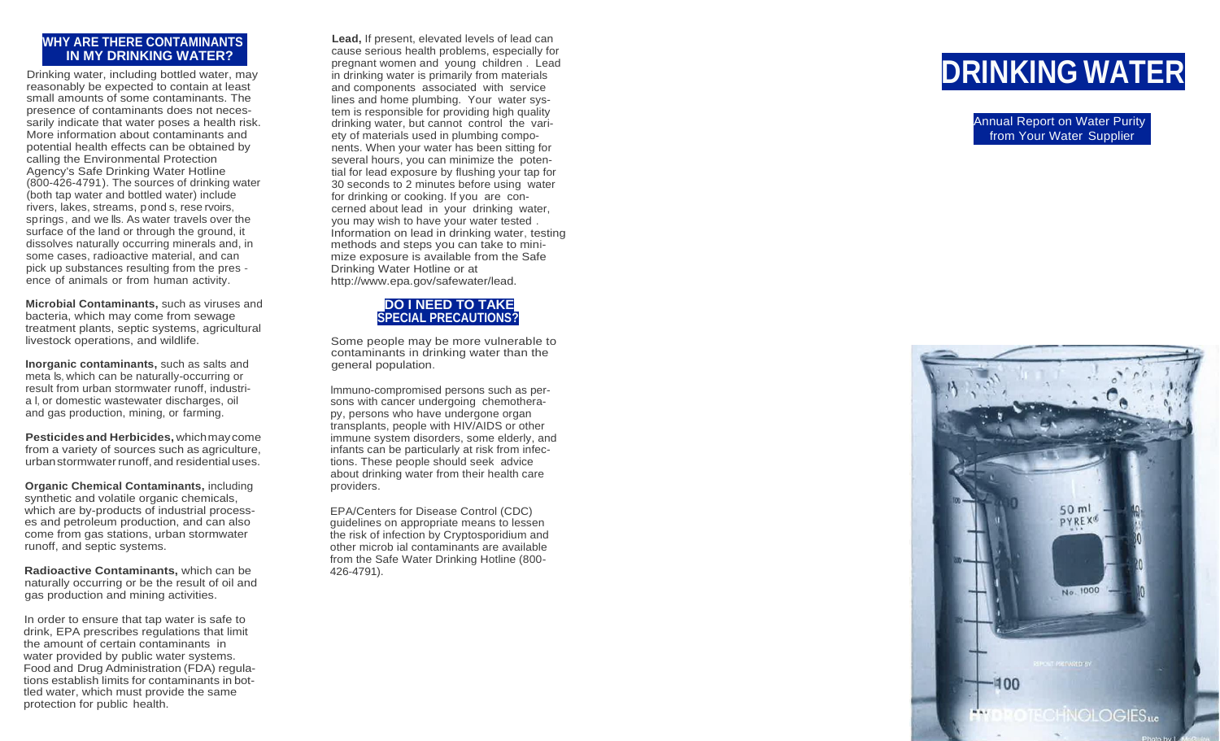## WHY ARE THERE CONTAMINANTS IN MY DRINKING WATER?

Drinking water, including bottled water, may reasonably be expected to contain at least small amounts of some contaminants. The presence of contaminants does not necessarily indicate that water poses a health risk. More information about contaminants and potential health effects can be obtained by calling the Environmental Protection Agency's Safe Drinking Water Hotline (800-426-4791). The sources of drinking water (both tap water and bottled water) include rivers, lakes, streams, ponds, reservoirs, springs, and wells. As water travels over the surface of the land or through the ground, it dissolves naturally occurring minerals and, in some cases, radioactive material, and can pick up substances resulting from the presence of animals or from human activity.

**Microbial Contaminants,** such as viruses and bacteria, which may come from sewage treatment plants, septic systems, agricultural livestock operations, and wildlife.

**Inorganic contaminants,** such as salts and metals, which can be naturally-occurring or result from urban stormwater runoff, industrial, or domestic wastewater discharges, oil and gas production, mining, or farming.

**Pesticides and Herbicides,** which may come from a variety of sources such as agriculture, urban stormwater runoff, and residential uses.

**Organic Chemical Contaminants,** including synthetic and volatile organic chemicals, which are by-products of industrial processes and petroleum production, and can also come from gas stations, urban stormwater runoff, and septic systems.

**Radioactive Contaminants,** which can be naturally occurring or be the result of oil and gas production and mining activities.

In order to ensure that tap water is safe to drink, EPA prescribes regulations that limit the amount of certain contaminants in water provided by public water systems. Food and Drug Administration (FDA) regulations establish limits for contaminants in bottled water, which must provide the same protection for public health.

**Lead,** If present, elevated levels of lead can cause serious health problems, especially for pregnant women and young children. Lead in drinking water is primarily from materials and components associated with service lines and home plumbing. Your water system is responsible for providing high quality drinking water, but cannot control the variety of materials used in plumbing components. When your water has been sitting for several hours, you can minimize the potential for lead exposure by flushing your tap for 30 seconds to 2 minutes before using water for drinking or cooking. If you are concerned about lead in your drinking water, you may wish to have your water tested. Information on lead in drinking water, testing methods and steps you can take to minimize exposure is available from the Safe Drinking Water Hotline or at http://www.epa.gov/safewater/lead.

## DO I NEED TO TAKE SPECIAL PRECAUTIONS?

Some people may be more vulnerable to contaminants in drinking water than the general population.

Immuno-compromised persons such as persons with cancer undergoing chemotherapy, persons who have undergone organ transplants, people with HIV/AIDS or other immune system disorders, some elderly, and infants can be particularly at risk from infections. These people should seek advice about drinking water from their health care providers.

EPA/Centers for Disease Control (CDC) guidelines on appropriate means to lessen the risk of infection by Cryptosporidium and other microbial contaminants are available from the Safe Water Drinking Hotline (800-426-4791).

# DRINKING WATER

Annual Report on Water Purity from Your Water Supplier

REPORT PREPARED BY

HYDROTECHNOLOGIES LLC